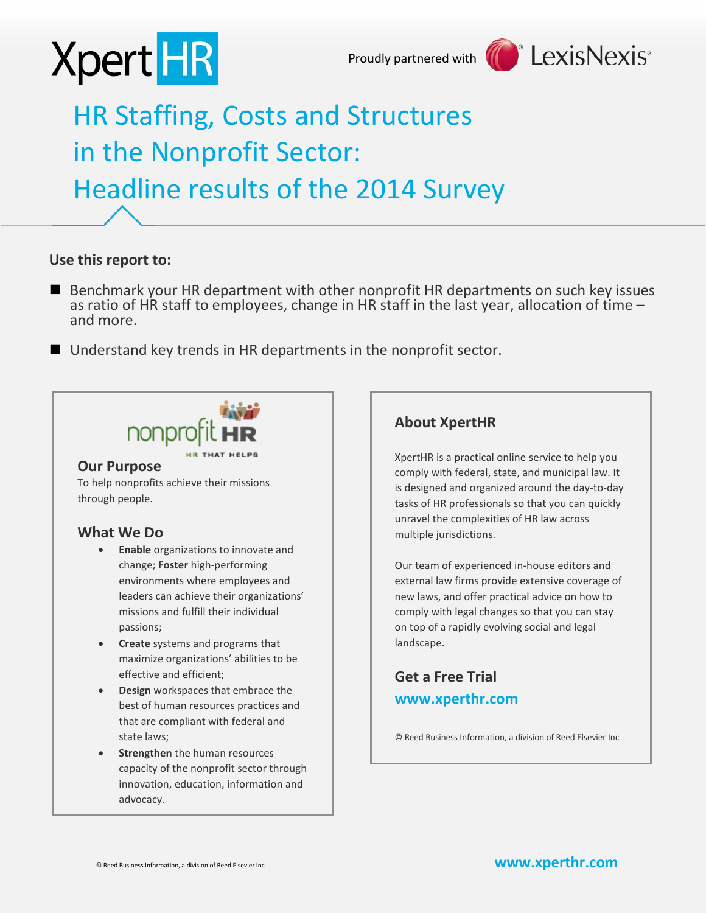XpertHR

Proudly partnered with LexisNexis®

# HR Staffing, Costs and Structures in the Nonprofit Sector: Headline results of the 2014 Survey

**Use this report to:**

- Benchmark your HR department with other nonprofit HR departments on such key issues as ratio of HR staff to employees, change in HR staff in the last year, allocation of time – and more.
- Understand key trends in HR departments in the nonprofit sector.

nonprofit HR
HR THAT HELPS

### Our Purpose

To help nonprofits achieve their missions through people.

### What We Do

- **Enable** organizations to innovate and change; **Foster** high-performing environments where employees and leaders can achieve their organizations' missions and fulfill their individual passions;
- **Create** systems and programs that maximize organizations' abilities to be effective and efficient;
- **Design** workspaces that embrace the best of human resources practices and that are compliant with federal and state laws;
- **Strengthen** the human resources capacity of the nonprofit sector through innovation, education, information and advocacy.

### About XpertHR

XpertHR is a practical online service to help you comply with federal, state, and municipal law. It is designed and organized around the day-to-day tasks of HR professionals so that you can quickly unravel the complexities of HR law across multiple jurisdictions.

Our team of experienced in-house editors and external law firms provide extensive coverage of new laws, and offer practical advice on how to comply with legal changes so that you can stay on top of a rapidly evolving social and legal landscape.

### Get a Free Trial

**www.xperthr.com**

© Reed Business Information, a division of Reed Elsevier Inc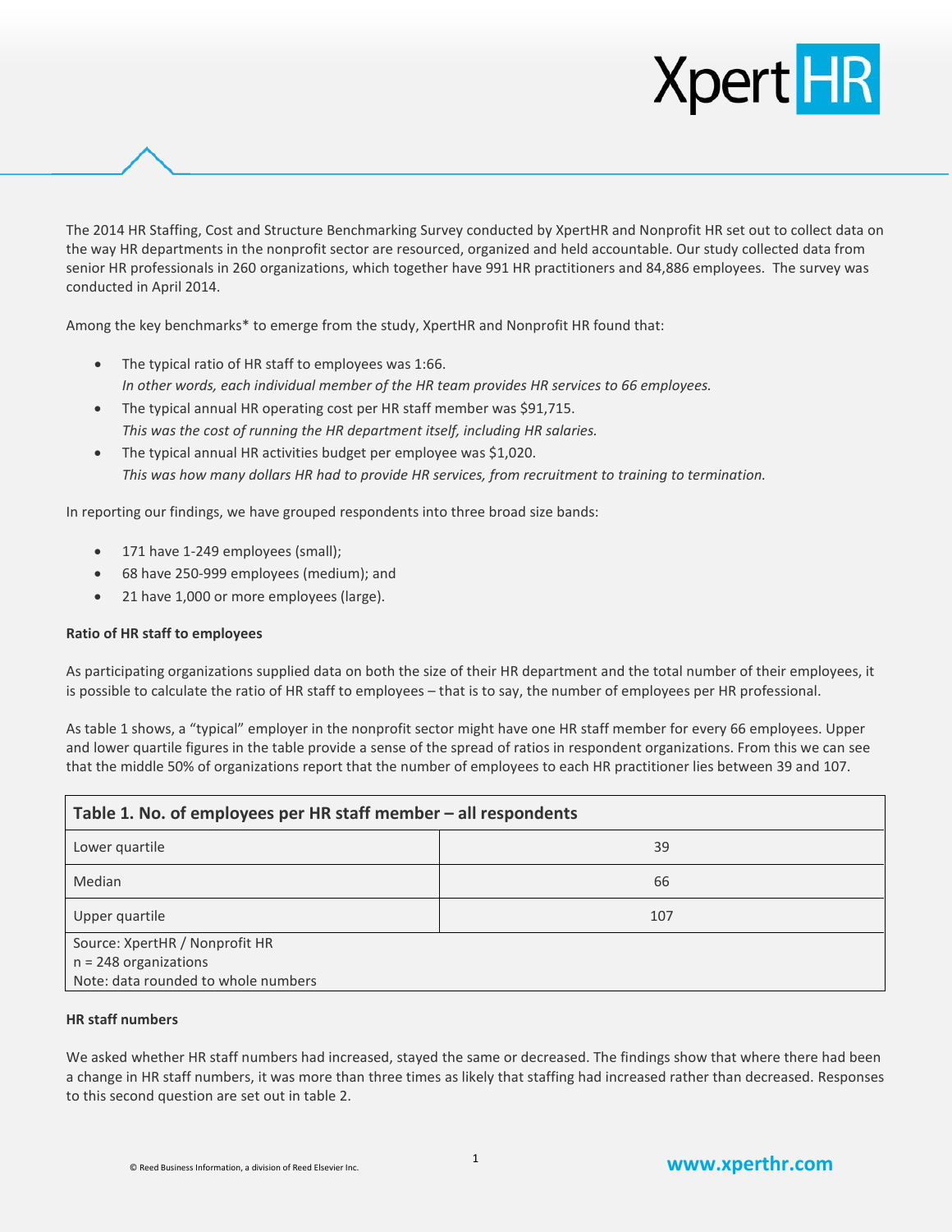The 2014 HR Staffing, Cost and Structure Benchmarking Survey conducted by XpertHR and Nonprofit HR set out to collect data on the way HR departments in the nonprofit sector are resourced, organized and held accountable. Our study collected data from senior HR professionals in 260 organizations, which together have 991 HR practitioners and 84,886 employees. The survey was conducted in April 2014.

Among the key benchmarks* to emerge from the study, XpertHR and Nonprofit HR found that:

- The typical ratio of HR staff to employees was 1:66.
  *In other words, each individual member of the HR team provides HR services to 66 employees.*
- The typical annual HR operating cost per HR staff member was $91,715.
  *This was the cost of running the HR department itself, including HR salaries.*
- The typical annual HR activities budget per employee was $1,020.
  *This was how many dollars HR had to provide HR services, from recruitment to training to termination.*

In reporting our findings, we have grouped respondents into three broad size bands:

- 171 have 1-249 employees (small);
- 68 have 250-999 employees (medium); and
- 21 have 1,000 or more employees (large).

**Ratio of HR staff to employees**

As participating organizations supplied data on both the size of their HR department and the total number of their employees, it is possible to calculate the ratio of HR staff to employees – that is to say, the number of employees per HR professional.

As table 1 shows, a "typical" employer in the nonprofit sector might have one HR staff member for every 66 employees. Upper and lower quartile figures in the table provide a sense of the spread of ratios in respondent organizations. From this we can see that the middle 50% of organizations report that the number of employees to each HR practitioner lies between 39 and 107.

**Table 1. No. of employees per HR staff member – all respondents**

| | |
|---|---|
| Lower quartile | 39 |
| Median | 66 |
| Upper quartile | 107 |

Source: XpertHR / Nonprofit HR
n = 248 organizations
Note: data rounded to whole numbers

**HR staff numbers**

We asked whether HR staff numbers had increased, stayed the same or decreased. The findings show that where there had been a change in HR staff numbers, it was more than three times as likely that staffing had increased rather than decreased. Responses to this second question are set out in table 2.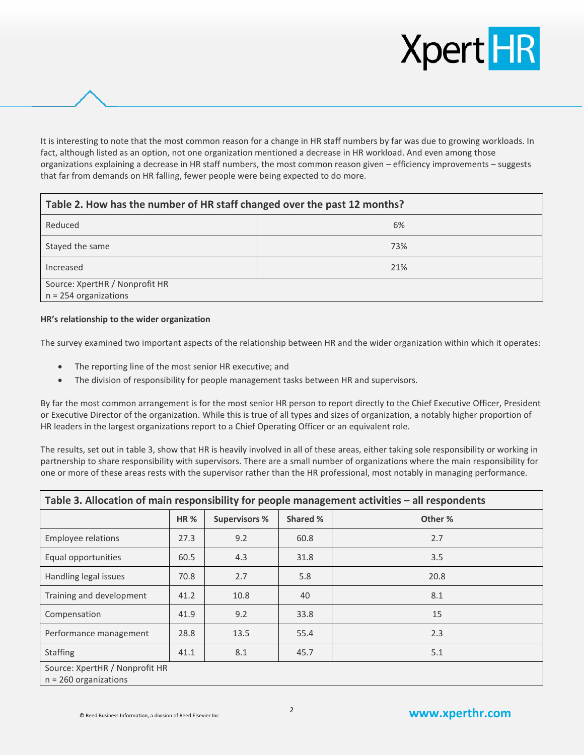It is interesting to note that the most common reason for a change in HR staff numbers by far was due to growing workloads. In fact, although listed as an option, not one organization mentioned a decrease in HR workload. And even among those organizations explaining a decrease in HR staff numbers, the most common reason given – efficiency improvements – suggests that far from demands on HR falling, fewer people were being expected to do more.

| Table 2. How has the number of HR staff changed over the past 12 months? | |
|---|---|
| Reduced | 6% |
| Stayed the same | 73% |
| Increased | 21% |
| Source: XpertHR / Nonprofit HR<br>n = 254 organizations | |

**HR's relationship to the wider organization**

The survey examined two important aspects of the relationship between HR and the wider organization within which it operates:

- The reporting line of the most senior HR executive; and
- The division of responsibility for people management tasks between HR and supervisors.

By far the most common arrangement is for the most senior HR person to report directly to the Chief Executive Officer, President or Executive Director of the organization. While this is true of all types and sizes of organization, a notably higher proportion of HR leaders in the largest organizations report to a Chief Operating Officer or an equivalent role.

The results, set out in table 3, show that HR is heavily involved in all of these areas, either taking sole responsibility or working in partnership to share responsibility with supervisors. There are a small number of organizations where the main responsibility for one or more of these areas rests with the supervisor rather than the HR professional, most notably in managing performance.

**Table 3. Allocation of main responsibility for people management activities – all respondents**

| | HR % | Supervisors % | Shared % | Other % |
|---|---|---|---|---|
| Employee relations | 27.3 | 9.2 | 60.8 | 2.7 |
| Equal opportunities | 60.5 | 4.3 | 31.8 | 3.5 |
| Handling legal issues | 70.8 | 2.7 | 5.8 | 20.8 |
| Training and development | 41.2 | 10.8 | 40 | 8.1 |
| Compensation | 41.9 | 9.2 | 33.8 | 15 |
| Performance management | 28.8 | 13.5 | 55.4 | 2.3 |
| Staffing | 41.1 | 8.1 | 45.7 | 5.1 |
| Source: XpertHR / Nonprofit HR<br>n = 260 organizations | | | | |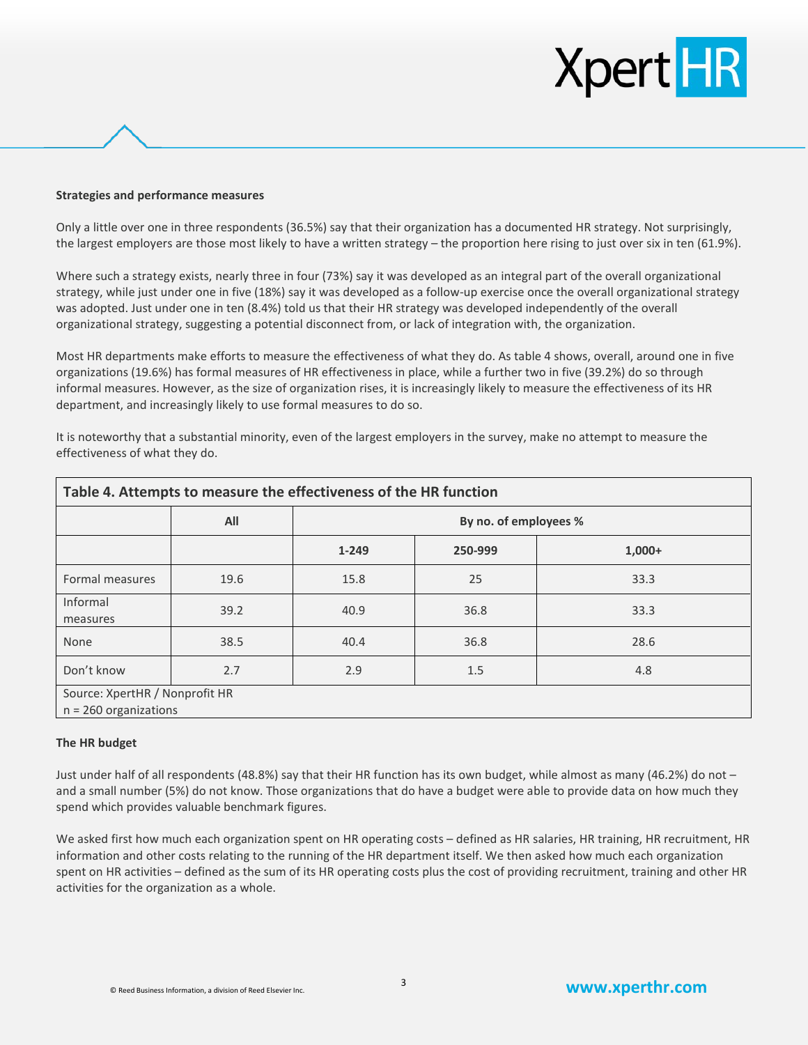**Strategies and performance measures**

Only a little over one in three respondents (36.5%) say that their organization has a documented HR strategy. Not surprisingly, the largest employers are those most likely to have a written strategy – the proportion here rising to just over six in ten (61.9%).

Where such a strategy exists, nearly three in four (73%) say it was developed as an integral part of the overall organizational strategy, while just under one in five (18%) say it was developed as a follow-up exercise once the overall organizational strategy was adopted. Just under one in ten (8.4%) told us that their HR strategy was developed independently of the overall organizational strategy, suggesting a potential disconnect from, or lack of integration with, the organization.

Most HR departments make efforts to measure the effectiveness of what they do. As table 4 shows, overall, around one in five organizations (19.6%) has formal measures of HR effectiveness in place, while a further two in five (39.2%) do so through informal measures. However, as the size of organization rises, it is increasingly likely to measure the effectiveness of its HR department, and increasingly likely to use formal measures to do so.

It is noteworthy that a substantial minority, even of the largest employers in the survey, make no attempt to measure the effectiveness of what they do.

**Table 4. Attempts to measure the effectiveness of the HR function**

| | All | By no. of employees % | | |
|---|---|---|---|---|
| | | 1-249 | 250-999 | 1,000+ |
| Formal measures | 19.6 | 15.8 | 25 | 33.3 |
| Informal measures | 39.2 | 40.9 | 36.8 | 33.3 |
| None | 38.5 | 40.4 | 36.8 | 28.6 |
| Don't know | 2.7 | 2.9 | 1.5 | 4.8 |

Source: XpertHR / Nonprofit HR
n = 260 organizations

**The HR budget**

Just under half of all respondents (48.8%) say that their HR function has its own budget, while almost as many (46.2%) do not – and a small number (5%) do not know. Those organizations that do have a budget were able to provide data on how much they spend which provides valuable benchmark figures.

We asked first how much each organization spent on HR operating costs – defined as HR salaries, HR training, HR recruitment, HR information and other costs relating to the running of the HR department itself. We then asked how much each organization spent on HR activities – defined as the sum of its HR operating costs plus the cost of providing recruitment, training and other HR activities for the organization as a whole.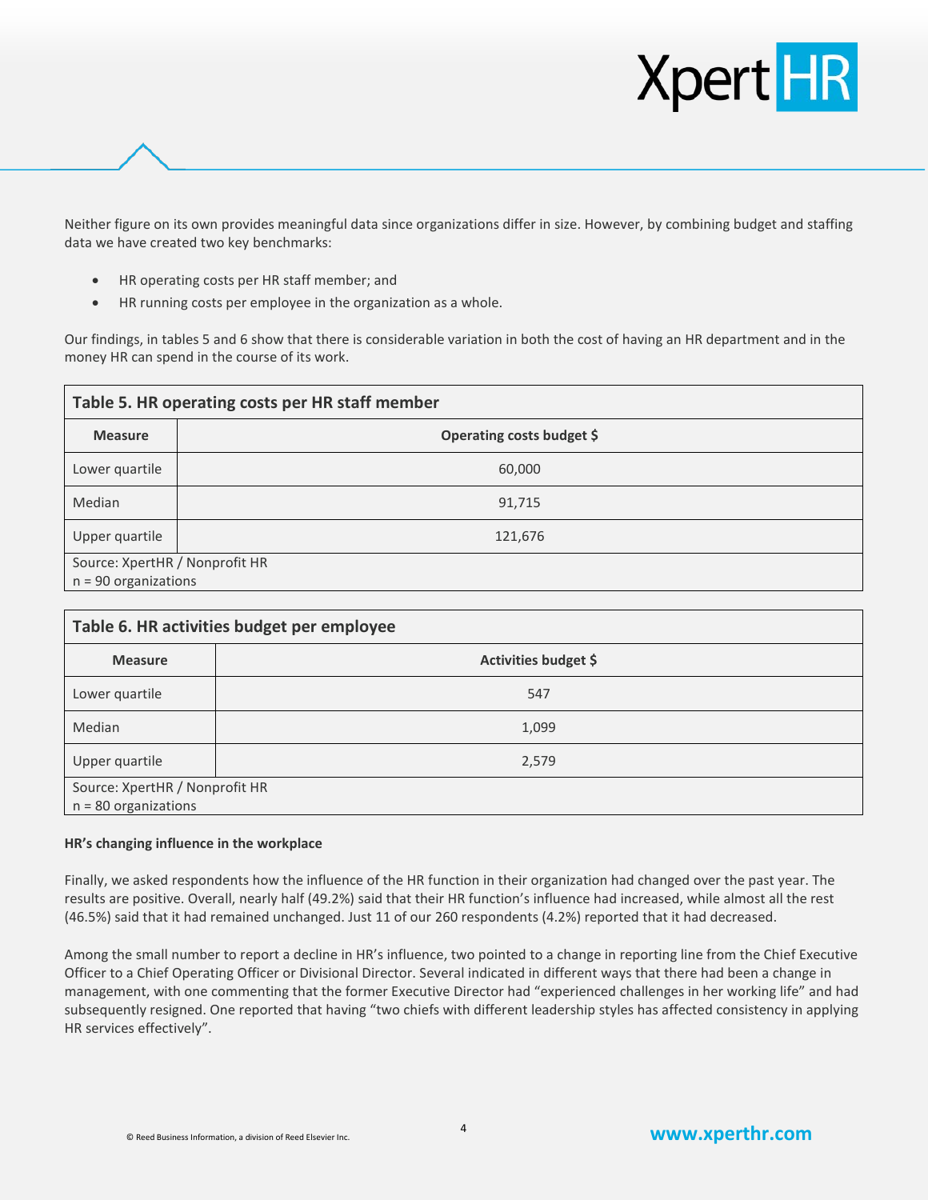Neither figure on its own provides meaningful data since organizations differ in size. However, by combining budget and staffing data we have created two key benchmarks:

- HR operating costs per HR staff member; and
- HR running costs per employee in the organization as a whole.

Our findings, in tables 5 and 6 show that there is considerable variation in both the cost of having an HR department and in the money HR can spend in the course of its work.

**Table 5. HR operating costs per HR staff member**

| Measure | Operating costs budget $ |
| --- | --- |
| Lower quartile | 60,000 |
| Median | 91,715 |
| Upper quartile | 121,676 |

Source: XpertHR / Nonprofit HR
n = 90 organizations

**Table 6. HR activities budget per employee**

| Measure | Activities budget $ |
| --- | --- |
| Lower quartile | 547 |
| Median | 1,099 |
| Upper quartile | 2,579 |

Source: XpertHR / Nonprofit HR
n = 80 organizations

**HR's changing influence in the workplace**

Finally, we asked respondents how the influence of the HR function in their organization had changed over the past year. The results are positive. Overall, nearly half (49.2%) said that their HR function's influence had increased, while almost all the rest (46.5%) said that it had remained unchanged. Just 11 of our 260 respondents (4.2%) reported that it had decreased.

Among the small number to report a decline in HR's influence, two pointed to a change in reporting line from the Chief Executive Officer to a Chief Operating Officer or Divisional Director. Several indicated in different ways that there had been a change in management, with one commenting that the former Executive Director had "experienced challenges in her working life" and had subsequently resigned. One reported that having "two chiefs with different leadership styles has affected consistency in applying HR services effectively".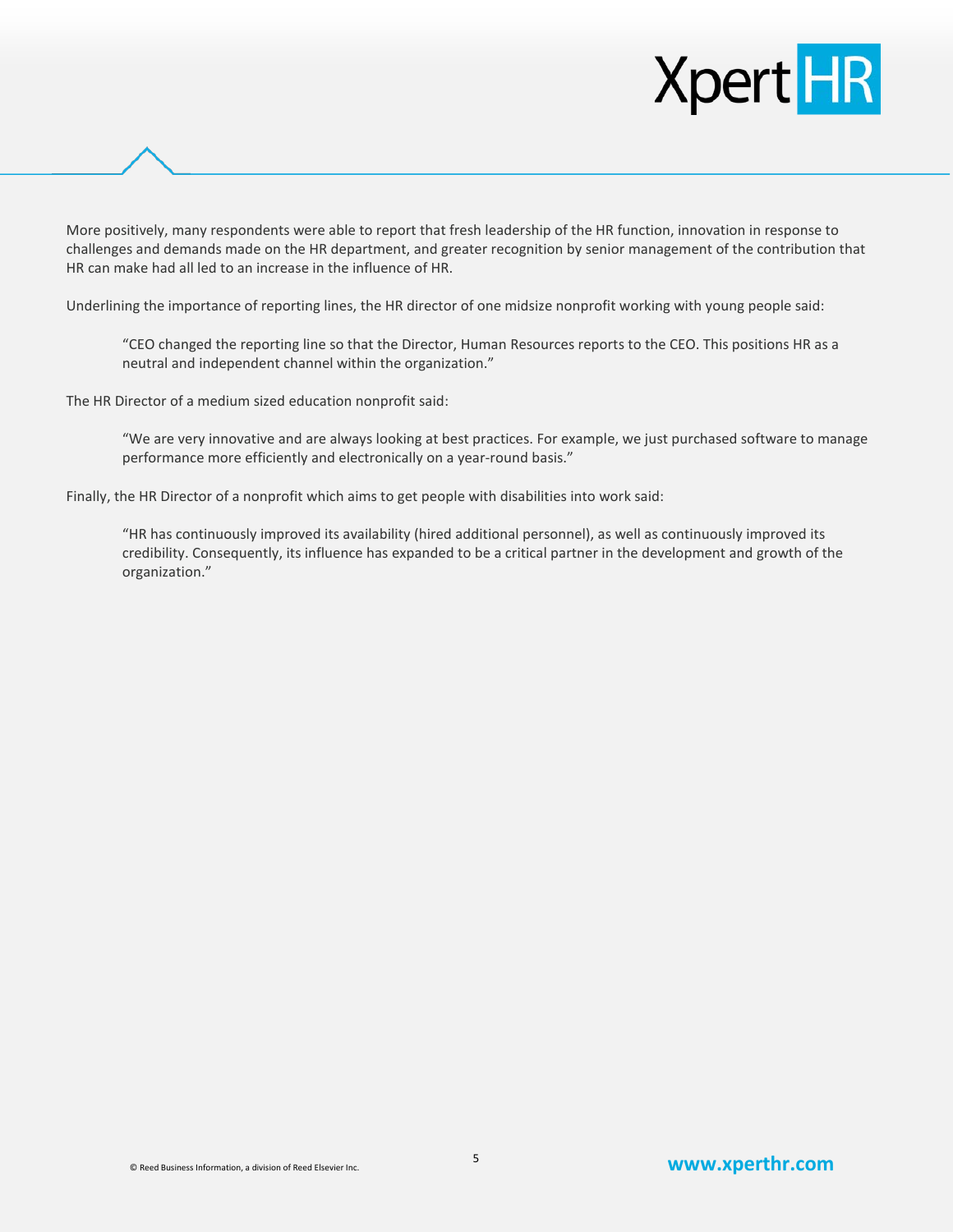More positively, many respondents were able to report that fresh leadership of the HR function, innovation in response to challenges and demands made on the HR department, and greater recognition by senior management of the contribution that HR can make had all led to an increase in the influence of HR.

Underlining the importance of reporting lines, the HR director of one midsize nonprofit working with young people said:

> "CEO changed the reporting line so that the Director, Human Resources reports to the CEO. This positions HR as a neutral and independent channel within the organization."

The HR Director of a medium sized education nonprofit said:

> "We are very innovative and are always looking at best practices. For example, we just purchased software to manage performance more efficiently and electronically on a year-round basis."

Finally, the HR Director of a nonprofit which aims to get people with disabilities into work said:

> "HR has continuously improved its availability (hired additional personnel), as well as continuously improved its credibility. Consequently, its influence has expanded to be a critical partner in the development and growth of the organization."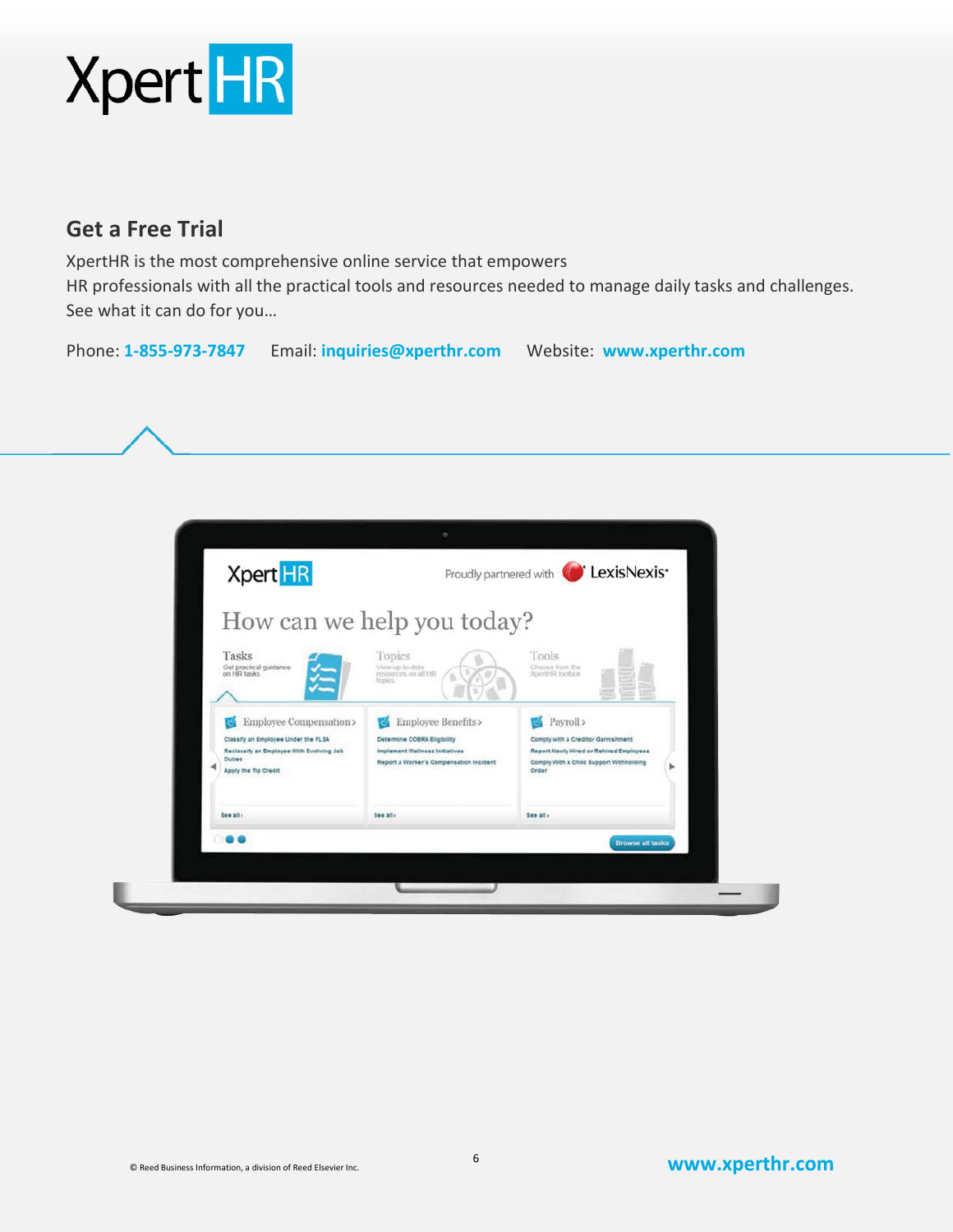# XpertHR

## Get a Free Trial

XpertHR is the most comprehensive online service that empowers
HR professionals with all the practical tools and resources needed to manage daily tasks and challenges.
See what it can do for you…

Phone: **1-855-973-7847** Email: **inquiries@xperthr.com** Website: **www.xperthr.com**

© Reed Business Information, a division of Reed Elsevier Inc.

**www.xperthr.com**